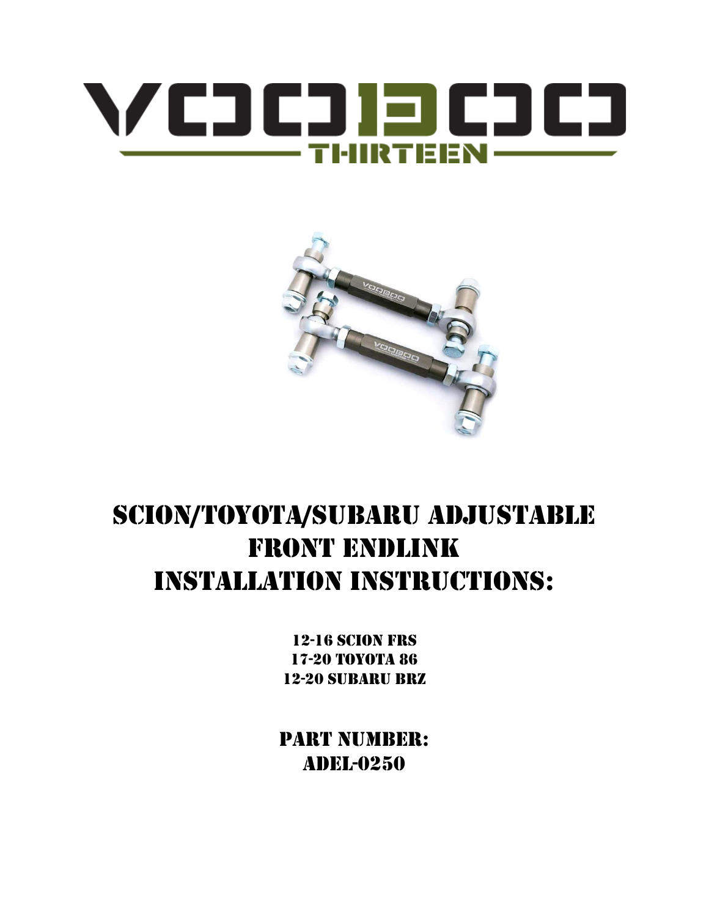# SCION/TOYOTA/SUBARU ADJUSTABLE FRONT ENDLINK INSTALLATION INSTRUCTIONS:

12-16 SCION FRS
17-20 TOYOTA 86
12-20 SUBARU BRZ

## PART NUMBER:
## ADEL-0250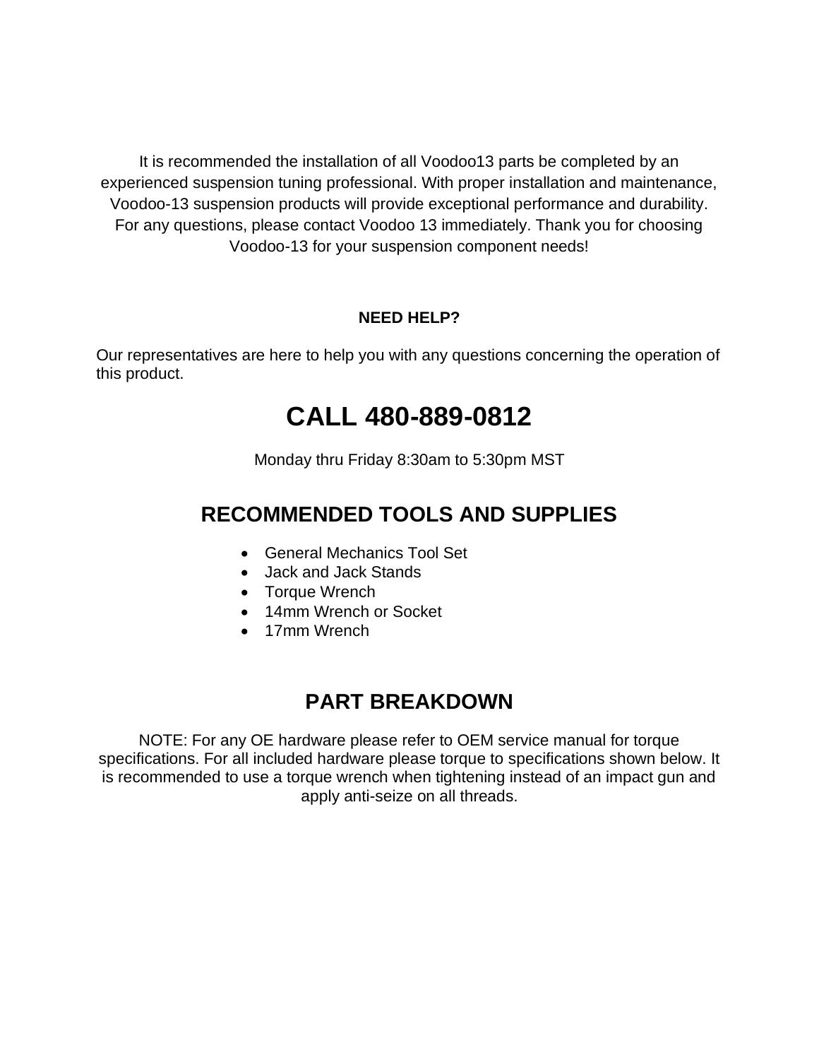It is recommended the installation of all Voodoo13 parts be completed by an experienced suspension tuning professional. With proper installation and maintenance, Voodoo-13 suspension products will provide exceptional performance and durability. For any questions, please contact Voodoo 13 immediately. Thank you for choosing Voodoo-13 for your suspension component needs!

**NEED HELP?**

Our representatives are here to help you with any questions concerning the operation of this product.

# CALL 480-889-0812

Monday thru Friday 8:30am to 5:30pm MST

## RECOMMENDED TOOLS AND SUPPLIES

- General Mechanics Tool Set
- Jack and Jack Stands
- Torque Wrench
- 14mm Wrench or Socket
- 17mm Wrench

## PART BREAKDOWN

NOTE: For any OE hardware please refer to OEM service manual for torque specifications. For all included hardware please torque to specifications shown below. It is recommended to use a torque wrench when tightening instead of an impact gun and apply anti-seize on all threads.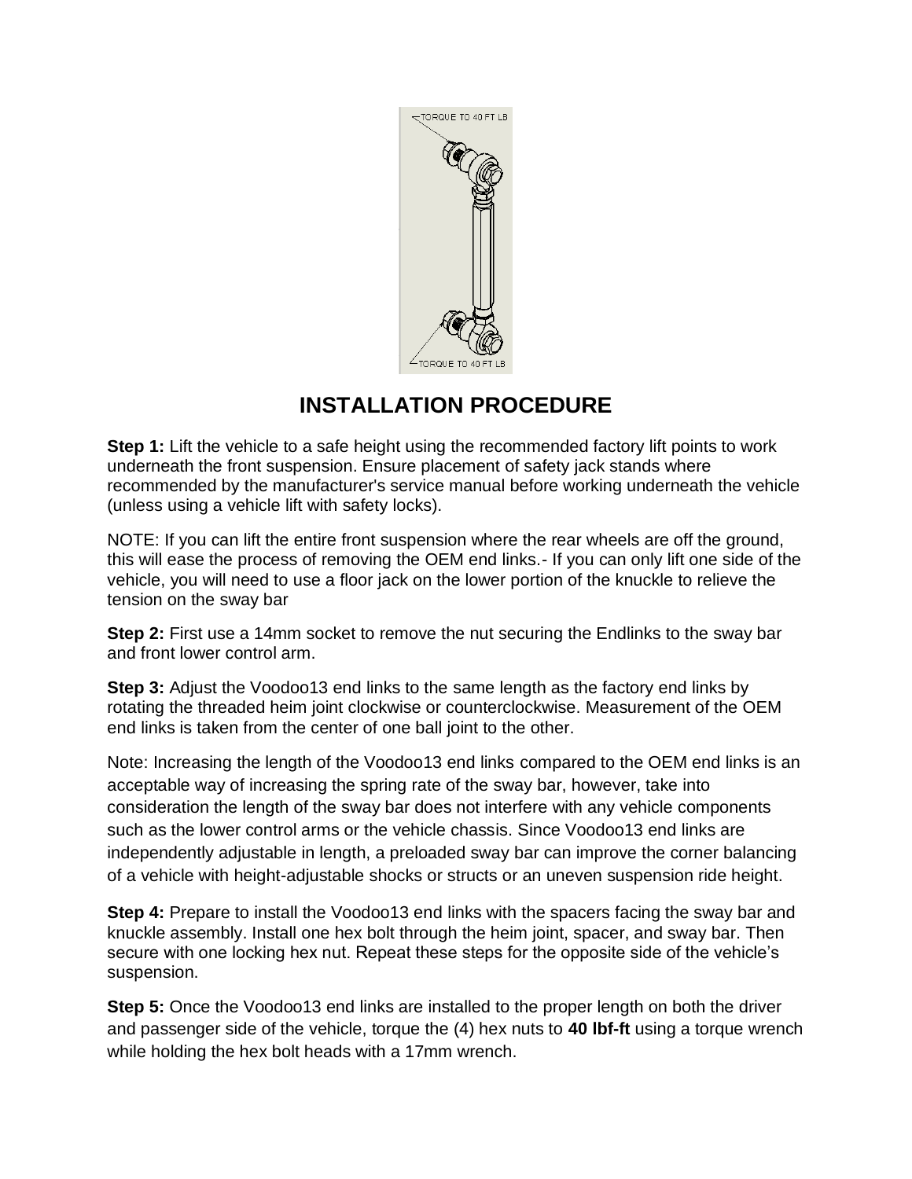TORQUE TO 40 FT LB

TORQUE TO 40 FT LB

## INSTALLATION PROCEDURE

**Step 1:** Lift the vehicle to a safe height using the recommended factory lift points to work underneath the front suspension. Ensure placement of safety jack stands where recommended by the manufacturer's service manual before working underneath the vehicle (unless using a vehicle lift with safety locks).

NOTE: If you can lift the entire front suspension where the rear wheels are off the ground, this will ease the process of removing the OEM end links.- If you can only lift one side of the vehicle, you will need to use a floor jack on the lower portion of the knuckle to relieve the tension on the sway bar

**Step 2:** First use a 14mm socket to remove the nut securing the Endlinks to the sway bar and front lower control arm.

**Step 3:** Adjust the Voodoo13 end links to the same length as the factory end links by rotating the threaded heim joint clockwise or counterclockwise. Measurement of the OEM end links is taken from the center of one ball joint to the other.

Note: Increasing the length of the Voodoo13 end links compared to the OEM end links is an acceptable way of increasing the spring rate of the sway bar, however, take into consideration the length of the sway bar does not interfere with any vehicle components such as the lower control arms or the vehicle chassis. Since Voodoo13 end links are independently adjustable in length, a preloaded sway bar can improve the corner balancing of a vehicle with height-adjustable shocks or structs or an uneven suspension ride height.

**Step 4:** Prepare to install the Voodoo13 end links with the spacers facing the sway bar and knuckle assembly. Install one hex bolt through the heim joint, spacer, and sway bar. Then secure with one locking hex nut. Repeat these steps for the opposite side of the vehicle's suspension.

**Step 5:** Once the Voodoo13 end links are installed to the proper length on both the driver and passenger side of the vehicle, torque the (4) hex nuts to **40 lbf-ft** using a torque wrench while holding the hex bolt heads with a 17mm wrench.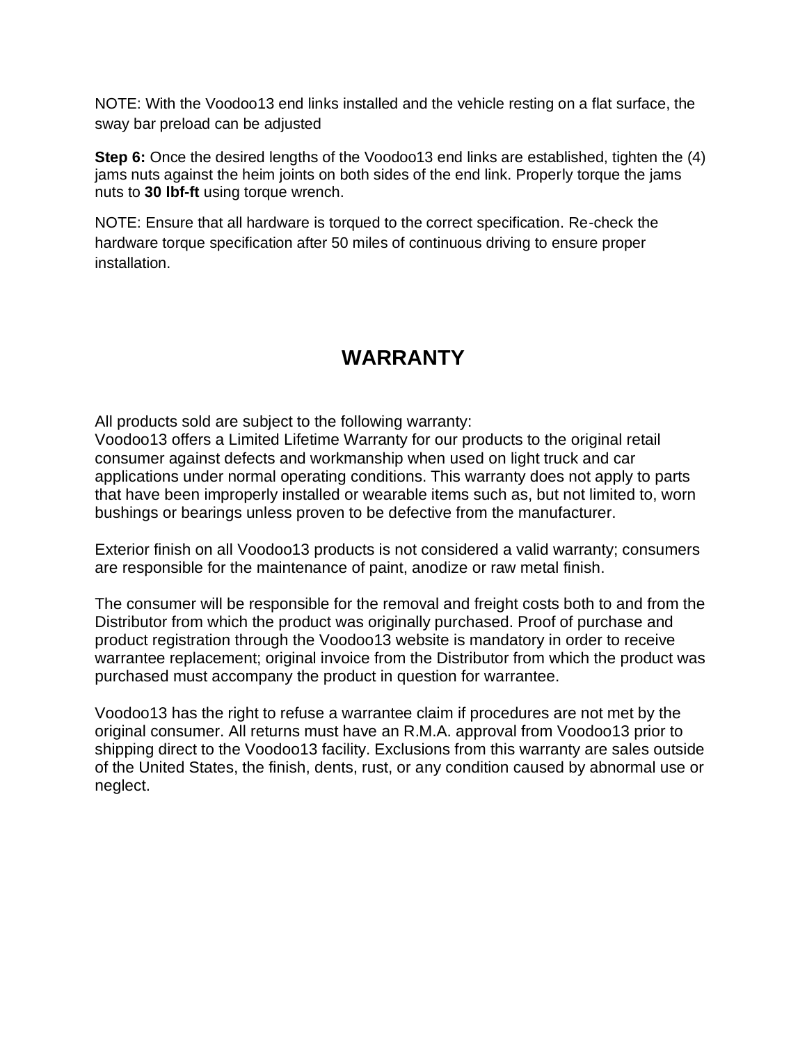NOTE: With the Voodoo13 end links installed and the vehicle resting on a flat surface, the sway bar preload can be adjusted

**Step 6:** Once the desired lengths of the Voodoo13 end links are established, tighten the (4) jams nuts against the heim joints on both sides of the end link. Properly torque the jams nuts to **30 lbf-ft** using torque wrench.

NOTE: Ensure that all hardware is torqued to the correct specification. Re-check the hardware torque specification after 50 miles of continuous driving to ensure proper installation.

## WARRANTY

All products sold are subject to the following warranty:
Voodoo13 offers a Limited Lifetime Warranty for our products to the original retail consumer against defects and workmanship when used on light truck and car applications under normal operating conditions. This warranty does not apply to parts that have been improperly installed or wearable items such as, but not limited to, worn bushings or bearings unless proven to be defective from the manufacturer.

Exterior finish on all Voodoo13 products is not considered a valid warranty; consumers are responsible for the maintenance of paint, anodize or raw metal finish.

The consumer will be responsible for the removal and freight costs both to and from the Distributor from which the product was originally purchased. Proof of purchase and product registration through the Voodoo13 website is mandatory in order to receive warrantee replacement; original invoice from the Distributor from which the product was purchased must accompany the product in question for warrantee.

Voodoo13 has the right to refuse a warrantee claim if procedures are not met by the original consumer. All returns must have an R.M.A. approval from Voodoo13 prior to shipping direct to the Voodoo13 facility. Exclusions from this warranty are sales outside of the United States, the finish, dents, rust, or any condition caused by abnormal use or neglect.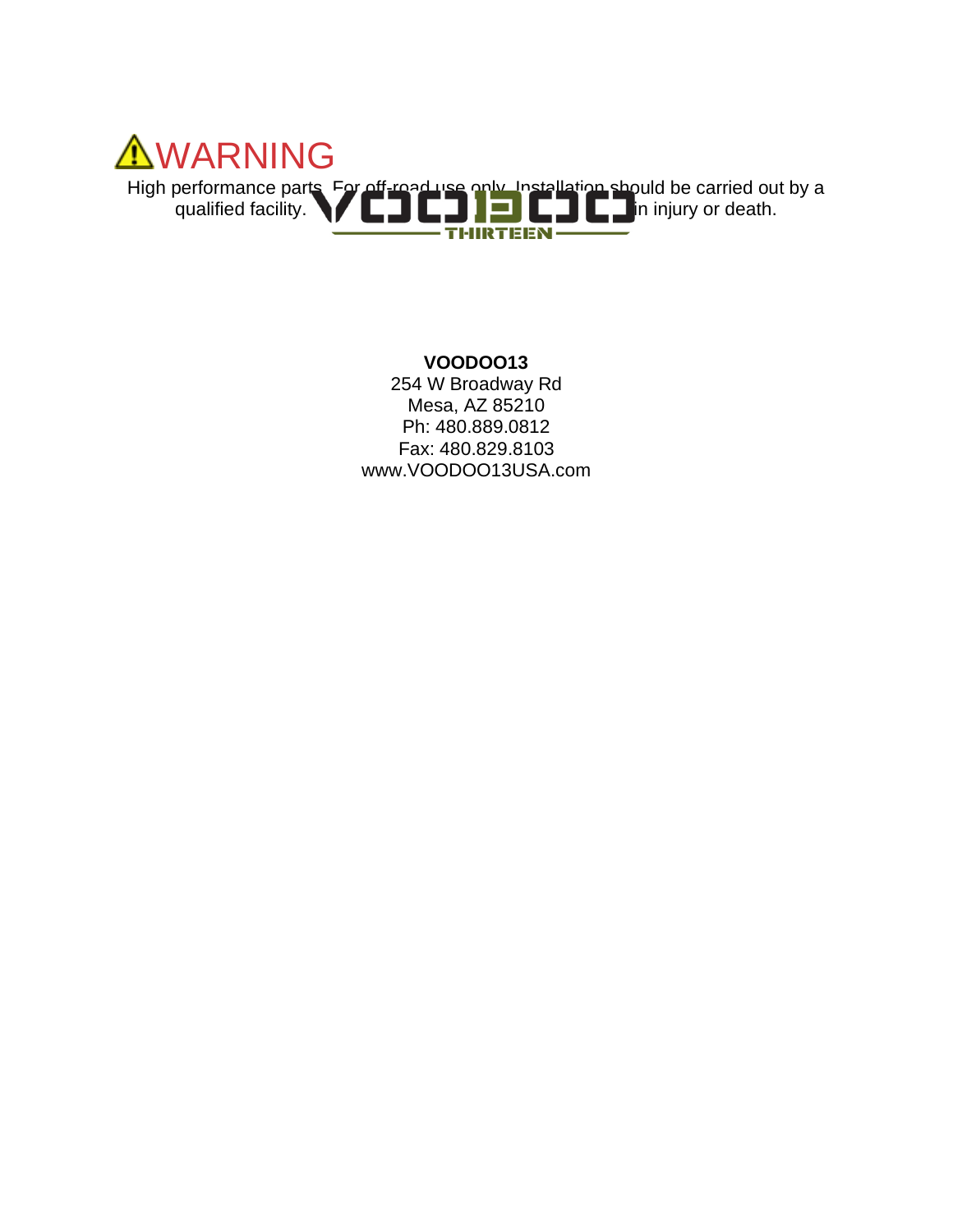# ⚠WARNING

High performance parts. For off-road use only. Installation should be carried out by a qualified facility. in injury or death.

**VOODOO13**
254 W Broadway Rd
Mesa, AZ 85210
Ph: 480.889.0812
Fax: 480.829.8103
www.VOODOO13USA.com